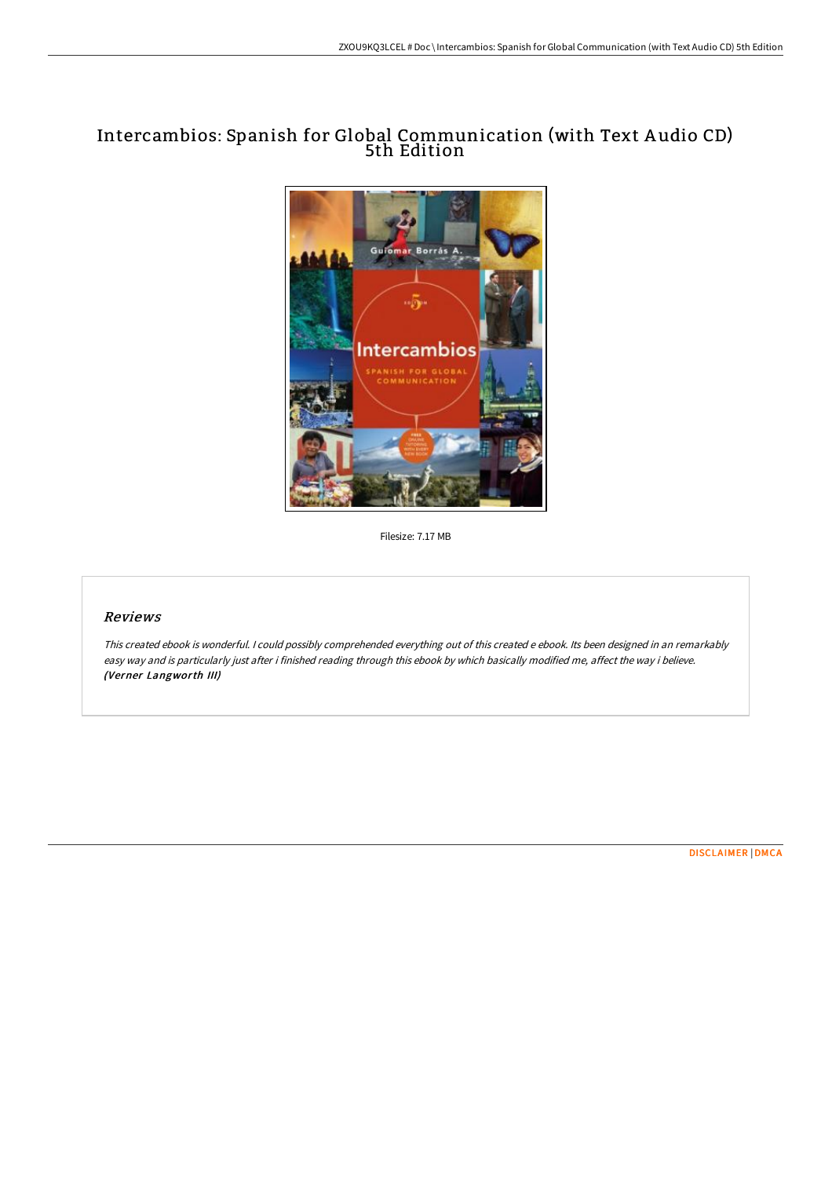# Intercambios: Spanish for Global Communication (with Text Audio CD) 5th Edition

Filesize: 7.17 MB

## Reviews

*This created ebook is wonderful. I could possibly comprehended everything out of this created e ebook. Its been designed in an remarkably easy way and is particularly just after i finished reading through this ebook by which basically modified me, affect the way i believe.*
***(Verner Langworth III)***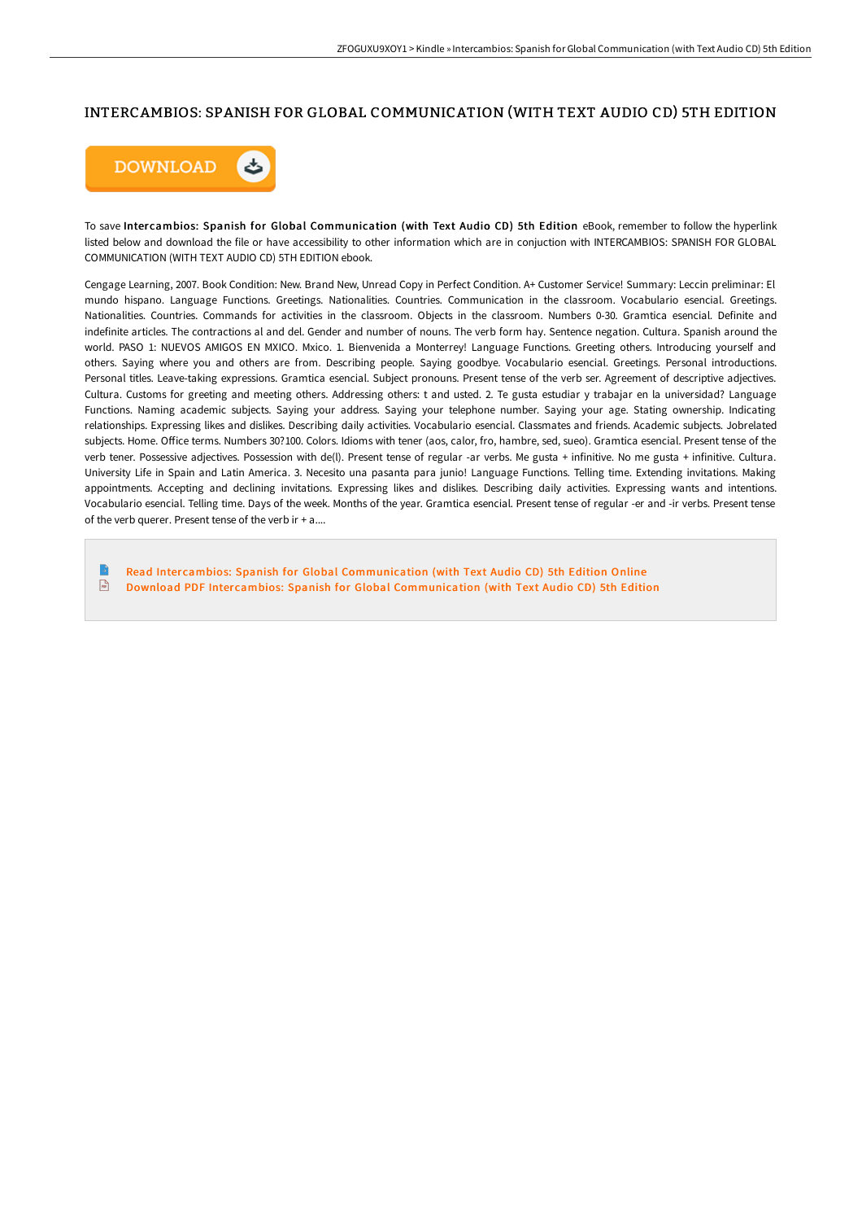# INTERCAMBIOS: SPANISH FOR GLOBAL COMMUNICATION (WITH TEXT AUDIO CD) 5TH EDITION

DOWNLOAD

To save **Intercambios: Spanish for Global Communication (with Text Audio CD) 5th Edition** eBook, remember to follow the hyperlink listed below and download the file or have accessibility to other information which are in conjuction with INTERCAMBIOS: SPANISH FOR GLOBAL COMMUNICATION (WITH TEXT AUDIO CD) 5TH EDITION ebook.

Cengage Learning, 2007. Book Condition: New. Brand New, Unread Copy in Perfect Condition. A+ Customer Service! Summary: Leccin preliminar: El mundo hispano. Language Functions. Greetings. Nationalities. Countries. Communication in the classroom. Vocabulario esencial. Greetings. Nationalities. Countries. Commands for activities in the classroom. Objects in the classroom. Numbers 0-30. Gramtica esencial. Definite and indefinite articles. The contractions al and del. Gender and number of nouns. The verb form hay. Sentence negation. Cultura. Spanish around the world. PASO 1: NUEVOS AMIGOS EN MXICO. Mxico. 1. Bienvenida a Monterrey! Language Functions. Greeting others. Introducing yourself and others. Saying where you and others are from. Describing people. Saying goodbye. Vocabulario esencial. Greetings. Personal introductions. Personal titles. Leave-taking expressions. Gramtica esencial. Subject pronouns. Present tense of the verb ser. Agreement of descriptive adjectives. Cultura. Customs for greeting and meeting others. Addressing others: t and usted. 2. Te gusta estudiar y trabajar en la universidad? Language Functions. Naming academic subjects. Saying your address. Saying your telephone number. Saying your age. Stating ownership. Indicating relationships. Expressing likes and dislikes. Describing daily activities. Vocabulario esencial. Classmates and friends. Academic subjects. Jobrelated subjects. Home. Office terms. Numbers 30?100. Colors. Idioms with tener (aos, calor, fro, hambre, sed, sueo). Gramtica esencial. Present tense of the verb tener. Possessive adjectives. Possession with de(l). Present tense of regular -ar verbs. Me gusta + infinitive. No me gusta + infinitive. Cultura. University Life in Spain and Latin America. 3. Necesito una pasanta para junio! Language Functions. Telling time. Extending invitations. Making appointments. Accepting and declining invitations. Expressing likes and dislikes. Describing daily activities. Expressing wants and intentions. Vocabulario esencial. Telling time. Days of the week. Months of the year. Gramtica esencial. Present tense of regular -er and -ir verbs. Present tense of the verb querer. Present tense of the verb ir + a....

- Read Intercambios: Spanish for Global Communication (with Text Audio CD) 5th Edition Online
- Download PDF Intercambios: Spanish for Global Communication (with Text Audio CD) 5th Edition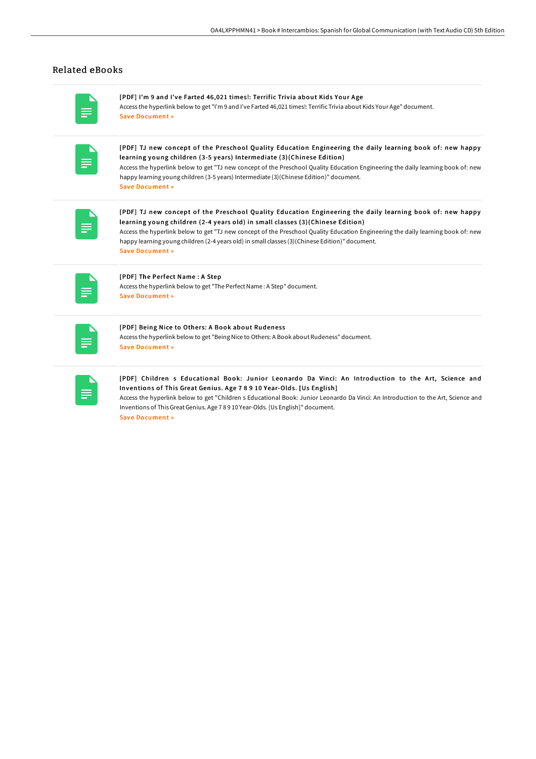## Related eBooks

[PDF] I'm 9 and I've Farted 46,021 times!: Terrific Trivia about Kids Your Age

Access the hyperlink below to get "I'm 9 and I've Farted 46,021 times!: Terrific Trivia about Kids Your Age" document.

Save Document »

[PDF] TJ new concept of the Preschool Quality Education Engineering the daily learning book of: new happy learning young children (3-5 years) Intermediate (3)(Chinese Edition)

Access the hyperlink below to get "TJ new concept of the Preschool Quality Education Engineering the daily learning book of: new happy learning young children (3-5 years) Intermediate (3)(Chinese Edition)" document.

Save Document »

[PDF] TJ new concept of the Preschool Quality Education Engineering the daily learning book of: new happy learning young children (2-4 years old) in small classes (3)(Chinese Edition)

Access the hyperlink below to get "TJ new concept of the Preschool Quality Education Engineering the daily learning book of: new happy learning young children (2-4 years old) in small classes (3)(Chinese Edition)" document.

Save Document »

[PDF] The Perfect Name : A Step

Access the hyperlink below to get "The Perfect Name : A Step" document.

Save Document »

[PDF] Being Nice to Others: A Book about Rudeness

Access the hyperlink below to get "Being Nice to Others: A Book about Rudeness" document.

Save Document »

[PDF] Children s Educational Book: Junior Leonardo Da Vinci: An Introduction to the Art, Science and Inventions of This Great Genius. Age 7 8 9 10 Year-Olds. [Us English]

Access the hyperlink below to get "Children s Educational Book: Junior Leonardo Da Vinci: An Introduction to the Art, Science and Inventions of This Great Genius. Age 7 8 9 10 Year-Olds. [Us English]" document.

Save Document »